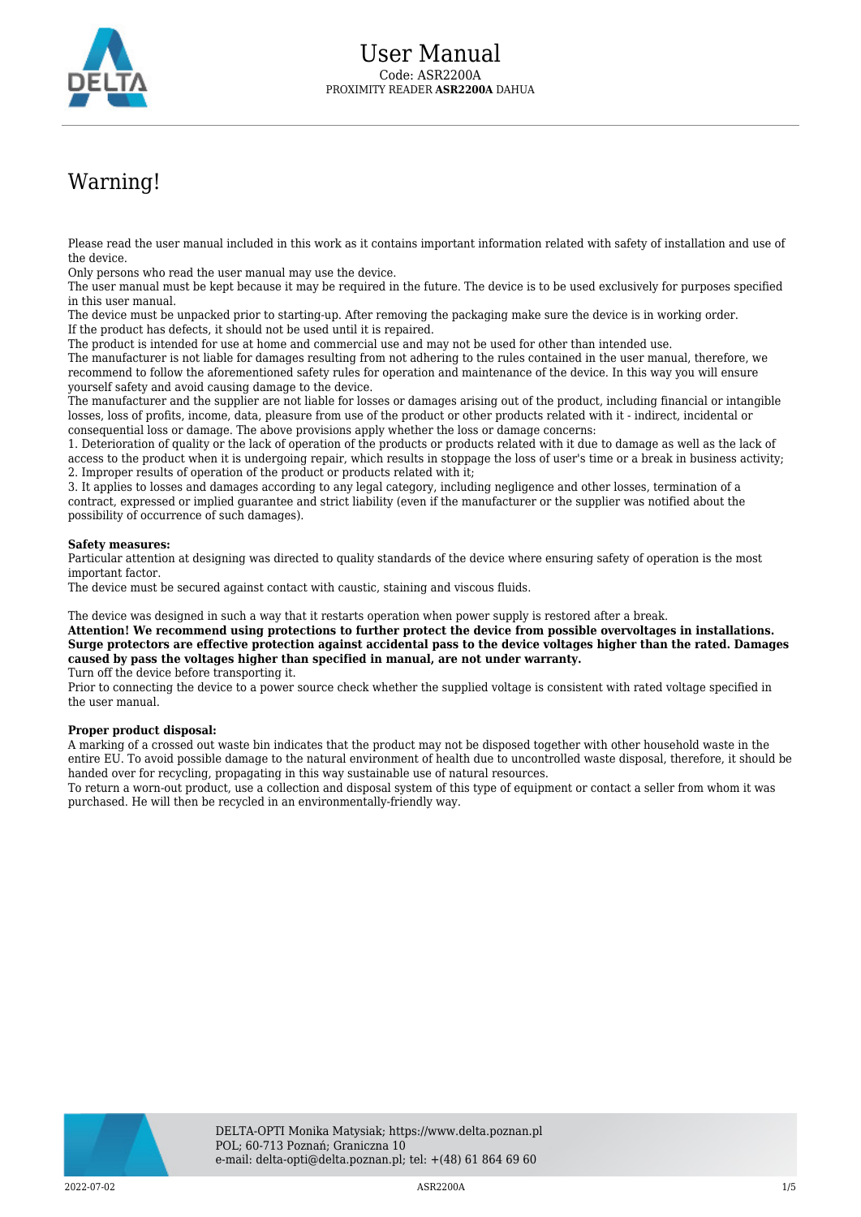# User Manual

Code: ASR2200A

PROXIMITY READER **ASR2200A** DAHUA

## Warning!

Please read the user manual included in this work as it contains important information related with safety of installation and use of the device.
Only persons who read the user manual may use the device.
The user manual must be kept because it may be required in the future. The device is to be used exclusively for purposes specified in this user manual.
The device must be unpacked prior to starting-up. After removing the packaging make sure the device is in working order.
If the product has defects, it should not be used until it is repaired.
The product is intended for use at home and commercial use and may not be used for other than intended use.
The manufacturer is not liable for damages resulting from not adhering to the rules contained in the user manual, therefore, we recommend to follow the aforementioned safety rules for operation and maintenance of the device. In this way you will ensure yourself safety and avoid causing damage to the device.
The manufacturer and the supplier are not liable for losses or damages arising out of the product, including financial or intangible losses, loss of profits, income, data, pleasure from use of the product or other products related with it - indirect, incidental or consequential loss or damage. The above provisions apply whether the loss or damage concerns:
1. Deterioration of quality or the lack of operation of the products or products related with it due to damage as well as the lack of access to the product when it is undergoing repair, which results in stoppage the loss of user's time or a break in business activity;
2. Improper results of operation of the product or products related with it;
3. It applies to losses and damages according to any legal category, including negligence and other losses, termination of a contract, expressed or implied guarantee and strict liability (even if the manufacturer or the supplier was notified about the possibility of occurrence of such damages).

**Safety measures:**
Particular attention at designing was directed to quality standards of the device where ensuring safety of operation is the most important factor.
The device must be secured against contact with caustic, staining and viscous fluids.

The device was designed in such a way that it restarts operation when power supply is restored after a break.
**Attention! We recommend using protections to further protect the device from possible overvoltages in installations. Surge protectors are effective protection against accidental pass to the device voltages higher than the rated. Damages caused by pass the voltages higher than specified in manual, are not under warranty.**
Turn off the device before transporting it.
Prior to connecting the device to a power source check whether the supplied voltage is consistent with rated voltage specified in the user manual.

**Proper product disposal:**
A marking of a crossed out waste bin indicates that the product may not be disposed together with other household waste in the entire EU. To avoid possible damage to the natural environment of health due to uncontrolled waste disposal, therefore, it should be handed over for recycling, propagating in this way sustainable use of natural resources.
To return a worn-out product, use a collection and disposal system of this type of equipment or contact a seller from whom it was purchased. He will then be recycled in an environmentally-friendly way.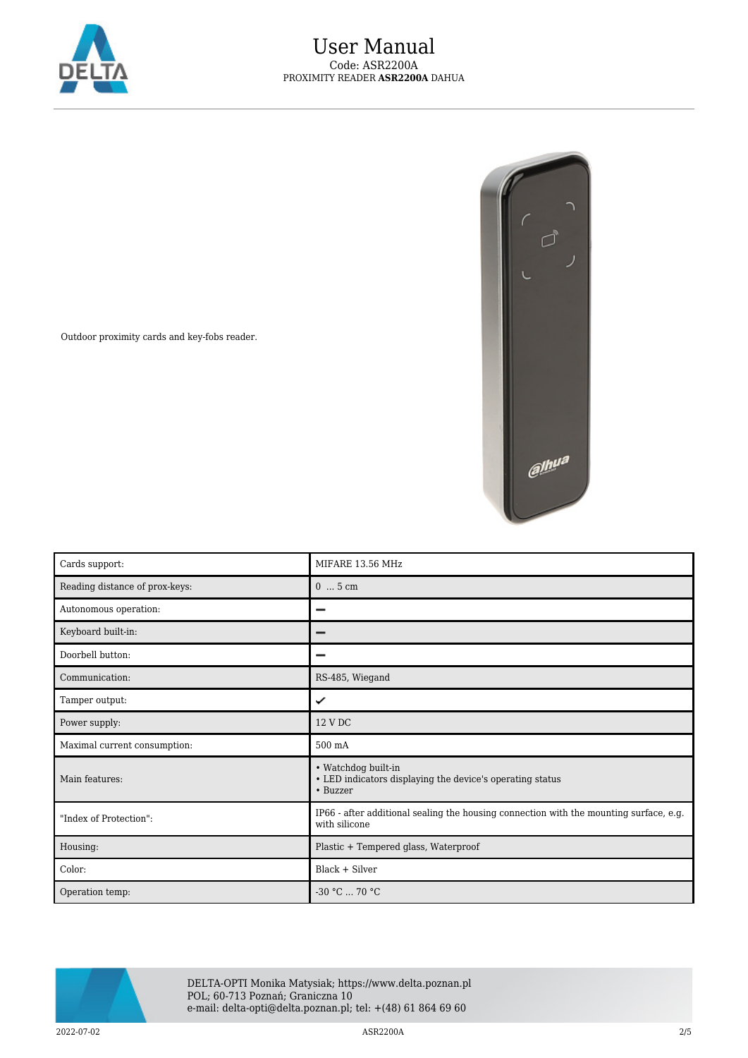Outdoor proximity cards and key-fobs reader.

| Cards support: | MIFARE 13.56 MHz |
| --- | --- |
| Reading distance of prox-keys: | 0 ... 5 cm |
| Autonomous operation: | – |
| Keyboard built-in: | – |
| Doorbell button: | – |
| Communication: | RS-485, Wiegand |
| Tamper output: | ✓ |
| Power supply: | 12 V DC |
| Maximal current consumption: | 500 mA |
| Main features: | • Watchdog built-in<br>• LED indicators displaying the device's operating status<br>• Buzzer |
| "Index of Protection": | IP66 - after additional sealing the housing connection with the mounting surface, e.g. with silicone |
| Housing: | Plastic + Tempered glass, Waterproof |
| Color: | Black + Silver |
| Operation temp: | -30 °C ... 70 °C |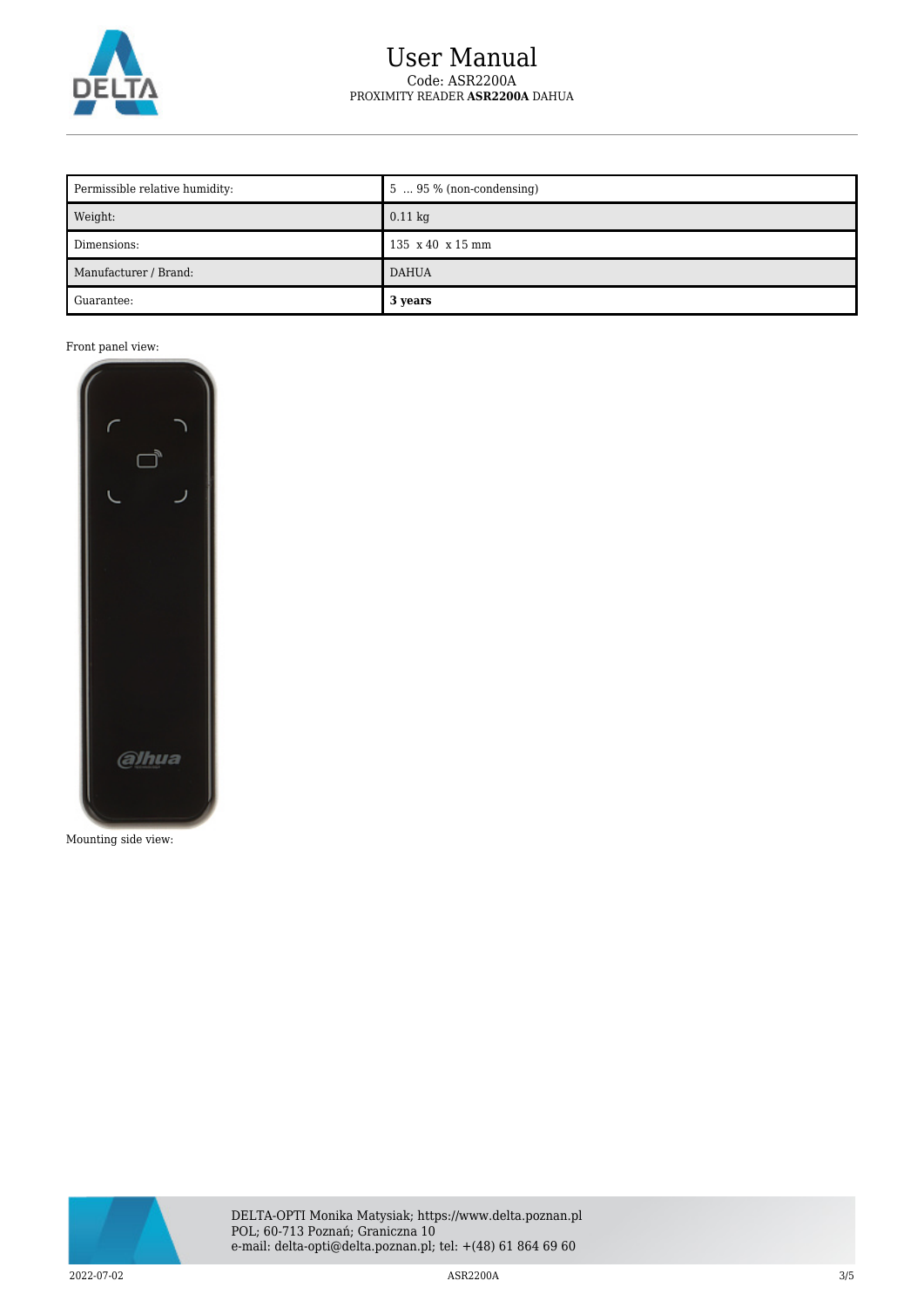| Permissible relative humidity: | 5 ... 95 % (non-condensing) |
|---|---|
| Weight: | 0.11 kg |
| Dimensions: | 135 x 40 x 15 mm |
| Manufacturer / Brand: | DAHUA |
| Guarantee: | **3 years** |

Front panel view:

Mounting side view: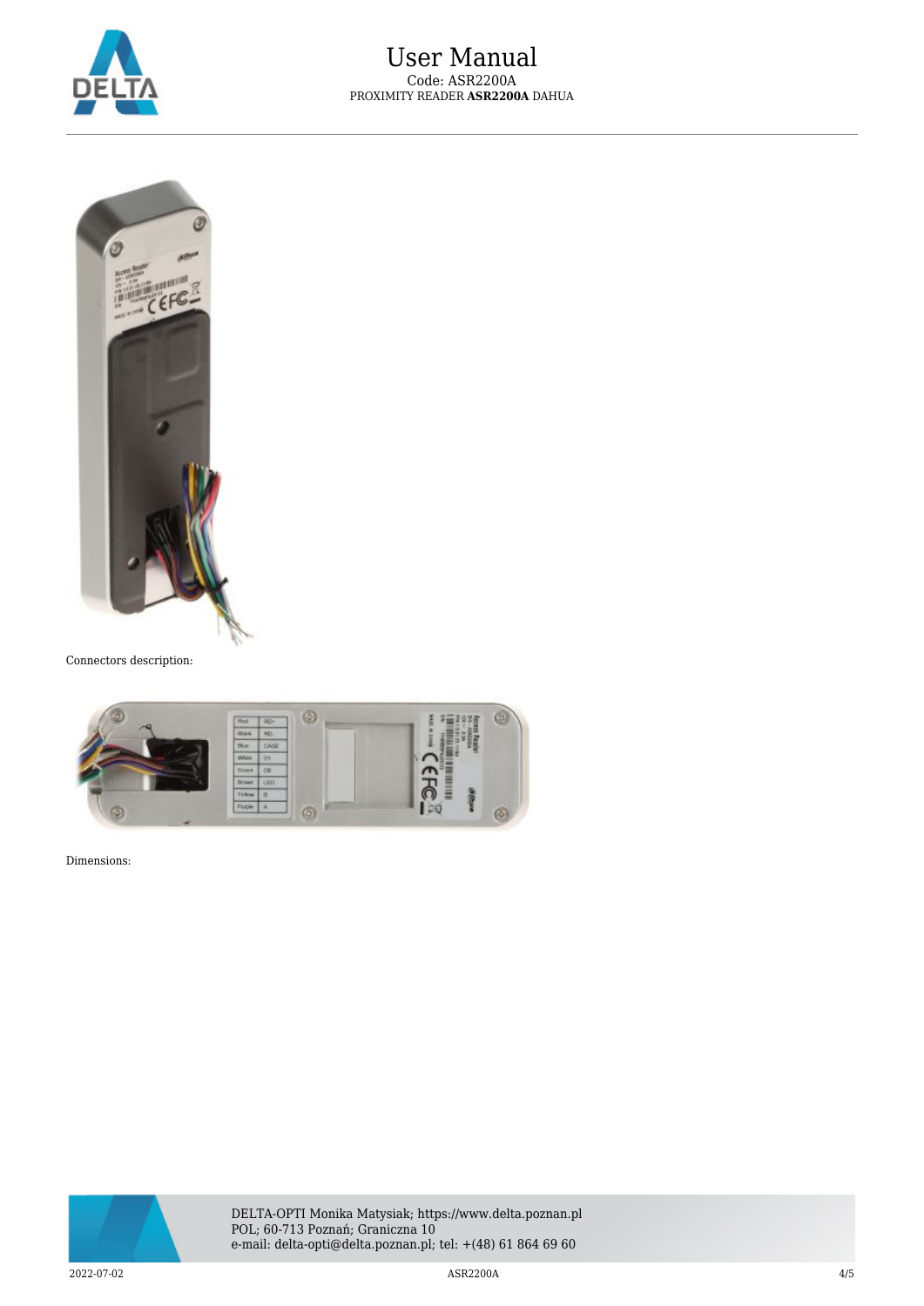Connectors description:

Dimensions: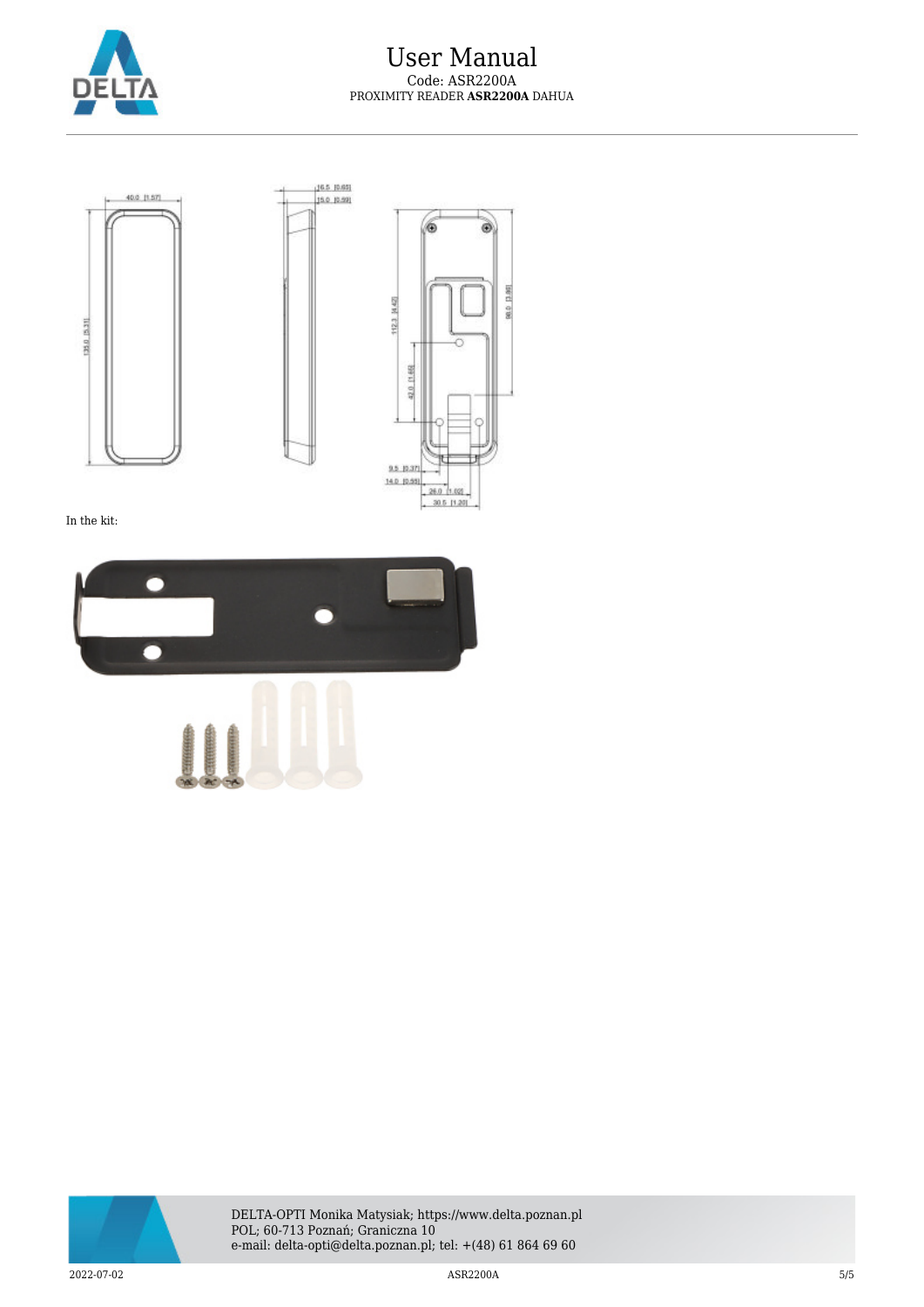40.0 [1.57]

135.0 [5.31]

16.5 [0.65]

15.0 [0.59]

112.3 [4.42]

98.0 [3.86]

42.0 [1.65]

9.5 [0.37]

14.0 [0.55]

26.0 [1.02]

30.5 [1.20]

In the kit: